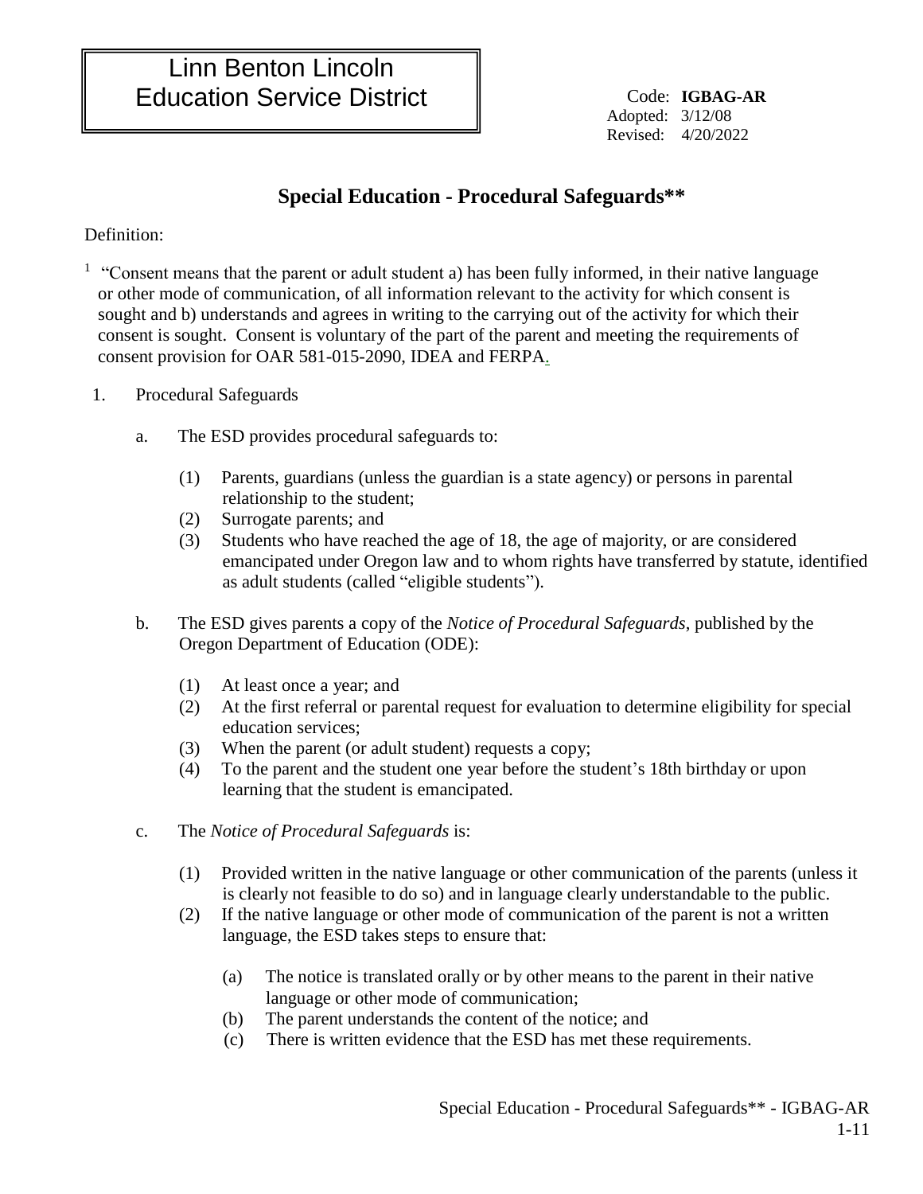Linn Benton Lincoln
Education Service District

Code: **IGBAG-AR**
Adopted: 3/12/08
Revised: 4/20/2022

## Special Education - Procedural Safeguards**

Definition:

[1] "Consent means that the parent or adult student a) has been fully informed, in their native language or other mode of communication, of all information relevant to the activity for which consent is sought and b) understands and agrees in writing to the carrying out of the activity for which their consent is sought. Consent is voluntary of the part of the parent and meeting the requirements of consent provision for OAR 581-015-2090, IDEA and FERPA.

1. Procedural Safeguards

   a. The ESD provides procedural safeguards to:

      (1) Parents, guardians (unless the guardian is a state agency) or persons in parental relationship to the student;
      (2) Surrogate parents; and
      (3) Students who have reached the age of 18, the age of majority, or are considered emancipated under Oregon law and to whom rights have transferred by statute, identified as adult students (called "eligible students").

   b. The ESD gives parents a copy of the *Notice of Procedural Safeguards*, published by the Oregon Department of Education (ODE):

      (1) At least once a year; and
      (2) At the first referral or parental request for evaluation to determine eligibility for special education services;
      (3) When the parent (or adult student) requests a copy;
      (4) To the parent and the student one year before the student's 18th birthday or upon learning that the student is emancipated.

   c. The *Notice of Procedural Safeguards* is:

      (1) Provided written in the native language or other communication of the parents (unless it is clearly not feasible to do so) and in language clearly understandable to the public.
      (2) If the native language or other mode of communication of the parent is not a written language, the ESD takes steps to ensure that:

         (a) The notice is translated orally or by other means to the parent in their native language or other mode of communication;
         (b) The parent understands the content of the notice; and
         (c) There is written evidence that the ESD has met these requirements.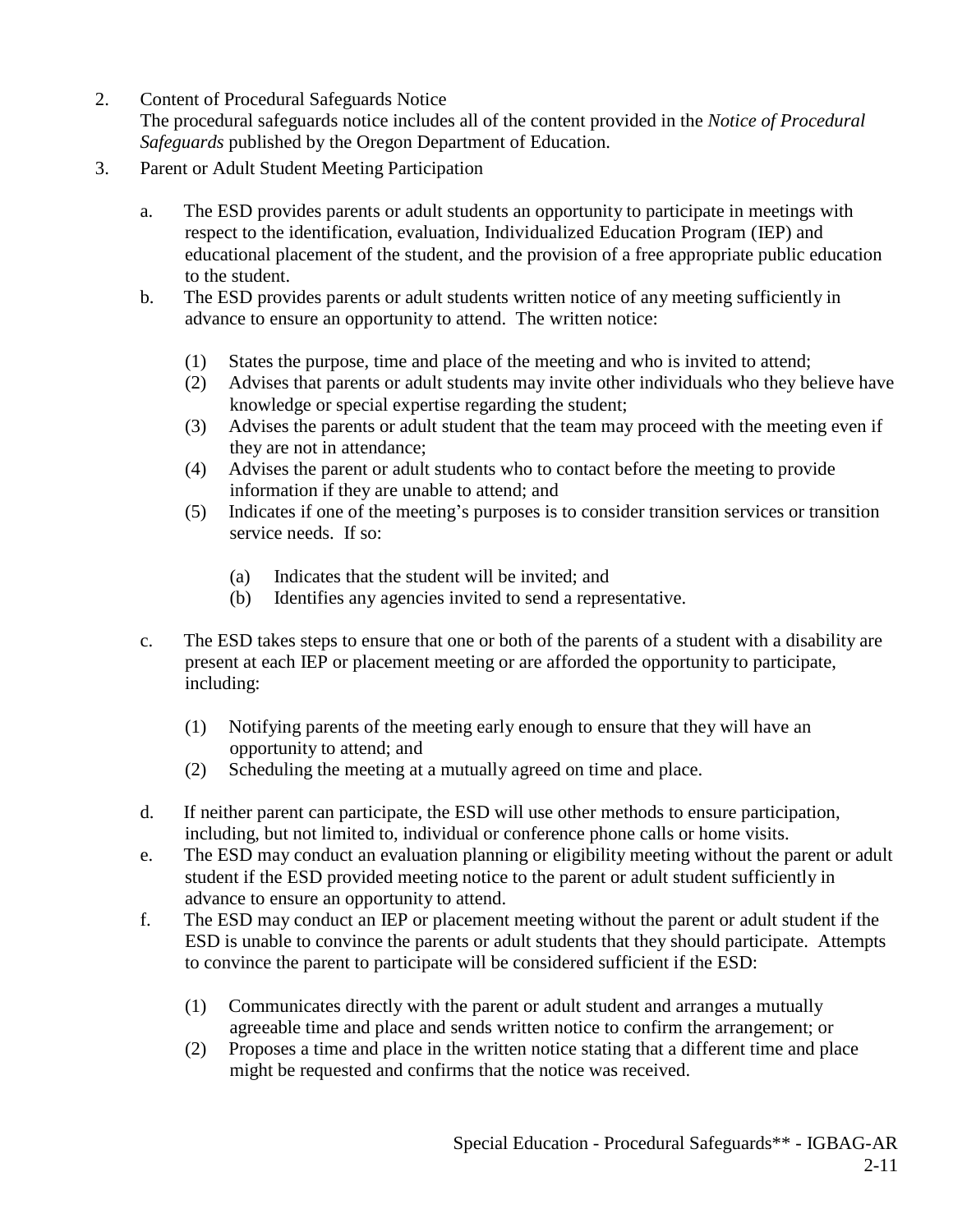2. Content of Procedural Safeguards Notice
   The procedural safeguards notice includes all of the content provided in the *Notice of Procedural Safeguards* published by the Oregon Department of Education.

3. Parent or Adult Student Meeting Participation

   a. The ESD provides parents or adult students an opportunity to participate in meetings with respect to the identification, evaluation, Individualized Education Program (IEP) and educational placement of the student, and the provision of a free appropriate public education to the student.

   b. The ESD provides parents or adult students written notice of any meeting sufficiently in advance to ensure an opportunity to attend. The written notice:

      (1) States the purpose, time and place of the meeting and who is invited to attend;
      (2) Advises that parents or adult students may invite other individuals who they believe have knowledge or special expertise regarding the student;
      (3) Advises the parents or adult student that the team may proceed with the meeting even if they are not in attendance;
      (4) Advises the parent or adult students who to contact before the meeting to provide information if they are unable to attend; and
      (5) Indicates if one of the meeting's purposes is to consider transition services or transition service needs. If so:

         (a) Indicates that the student will be invited; and
         (b) Identifies any agencies invited to send a representative.

   c. The ESD takes steps to ensure that one or both of the parents of a student with a disability are present at each IEP or placement meeting or are afforded the opportunity to participate, including:

      (1) Notifying parents of the meeting early enough to ensure that they will have an opportunity to attend; and
      (2) Scheduling the meeting at a mutually agreed on time and place.

   d. If neither parent can participate, the ESD will use other methods to ensure participation, including, but not limited to, individual or conference phone calls or home visits.

   e. The ESD may conduct an evaluation planning or eligibility meeting without the parent or adult student if the ESD provided meeting notice to the parent or adult student sufficiently in advance to ensure an opportunity to attend.

   f. The ESD may conduct an IEP or placement meeting without the parent or adult student if the ESD is unable to convince the parents or adult students that they should participate. Attempts to convince the parent to participate will be considered sufficient if the ESD:

      (1) Communicates directly with the parent or adult student and arranges a mutually agreeable time and place and sends written notice to confirm the arrangement; or
      (2) Proposes a time and place in the written notice stating that a different time and place might be requested and confirms that the notice was received.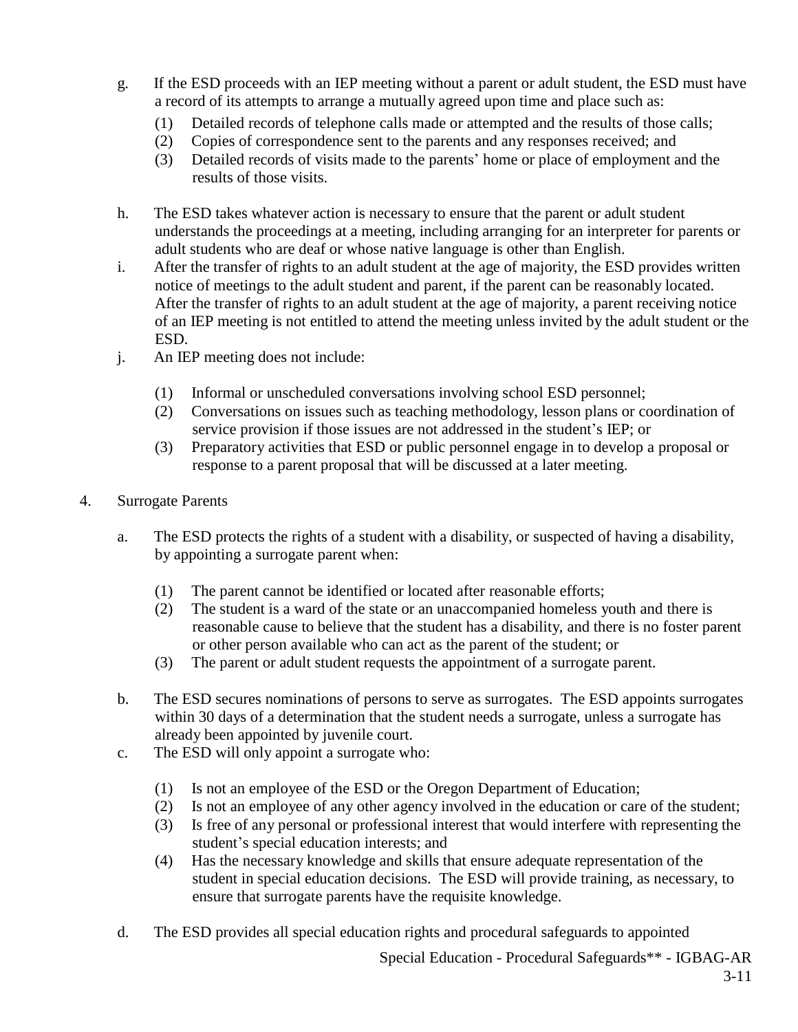g. If the ESD proceeds with an IEP meeting without a parent or adult student, the ESD must have a record of its attempts to arrange a mutually agreed upon time and place such as:

   (1) Detailed records of telephone calls made or attempted and the results of those calls;
   (2) Copies of correspondence sent to the parents and any responses received; and
   (3) Detailed records of visits made to the parents' home or place of employment and the results of those visits.

h. The ESD takes whatever action is necessary to ensure that the parent or adult student understands the proceedings at a meeting, including arranging for an interpreter for parents or adult students who are deaf or whose native language is other than English.

i. After the transfer of rights to an adult student at the age of majority, the ESD provides written notice of meetings to the adult student and parent, if the parent can be reasonably located. After the transfer of rights to an adult student at the age of majority, a parent receiving notice of an IEP meeting is not entitled to attend the meeting unless invited by the adult student or the ESD.

j. An IEP meeting does not include:

   (1) Informal or unscheduled conversations involving school ESD personnel;
   (2) Conversations on issues such as teaching methodology, lesson plans or coordination of service provision if those issues are not addressed in the student's IEP; or
   (3) Preparatory activities that ESD or public personnel engage in to develop a proposal or response to a parent proposal that will be discussed at a later meeting.

4. Surrogate Parents

   a. The ESD protects the rights of a student with a disability, or suspected of having a disability, by appointing a surrogate parent when:

      (1) The parent cannot be identified or located after reasonable efforts;
      (2) The student is a ward of the state or an unaccompanied homeless youth and there is reasonable cause to believe that the student has a disability, and there is no foster parent or other person available who can act as the parent of the student; or
      (3) The parent or adult student requests the appointment of a surrogate parent.

   b. The ESD secures nominations of persons to serve as surrogates. The ESD appoints surrogates within 30 days of a determination that the student needs a surrogate, unless a surrogate has already been appointed by juvenile court.

   c. The ESD will only appoint a surrogate who:

      (1) Is not an employee of the ESD or the Oregon Department of Education;
      (2) Is not an employee of any other agency involved in the education or care of the student;
      (3) Is free of any personal or professional interest that would interfere with representing the student's special education interests; and
      (4) Has the necessary knowledge and skills that ensure adequate representation of the student in special education decisions. The ESD will provide training, as necessary, to ensure that surrogate parents have the requisite knowledge.

   d. The ESD provides all special education rights and procedural safeguards to appointed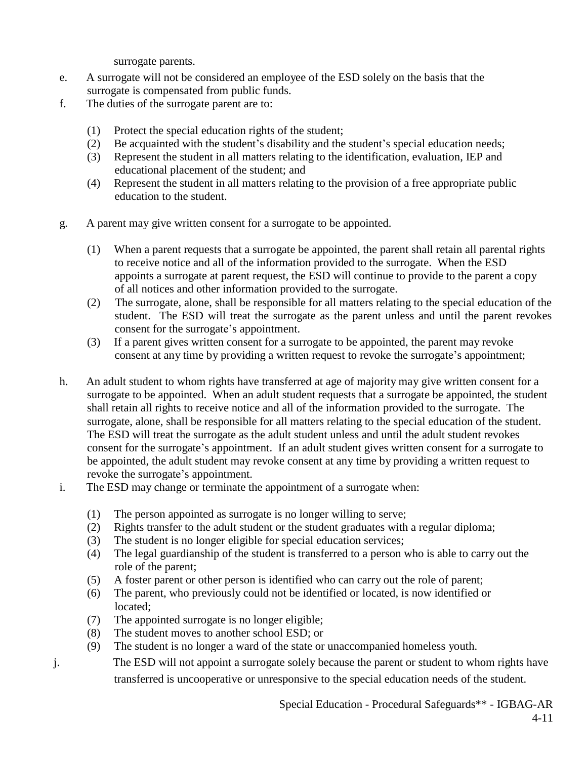surrogate parents.

e. A surrogate will not be considered an employee of the ESD solely on the basis that the surrogate is compensated from public funds.

f. The duties of the surrogate parent are to:

   (1) Protect the special education rights of the student;
   (2) Be acquainted with the student's disability and the student's special education needs;
   (3) Represent the student in all matters relating to the identification, evaluation, IEP and educational placement of the student; and
   (4) Represent the student in all matters relating to the provision of a free appropriate public education to the student.

g. A parent may give written consent for a surrogate to be appointed.

   (1) When a parent requests that a surrogate be appointed, the parent shall retain all parental rights to receive notice and all of the information provided to the surrogate. When the ESD appoints a surrogate at parent request, the ESD will continue to provide to the parent a copy of all notices and other information provided to the surrogate.
   (2) The surrogate, alone, shall be responsible for all matters relating to the special education of the student. The ESD will treat the surrogate as the parent unless and until the parent revokes consent for the surrogate's appointment.
   (3) If a parent gives written consent for a surrogate to be appointed, the parent may revoke consent at any time by providing a written request to revoke the surrogate's appointment;

h. An adult student to whom rights have transferred at age of majority may give written consent for a surrogate to be appointed. When an adult student requests that a surrogate be appointed, the student shall retain all rights to receive notice and all of the information provided to the surrogate. The surrogate, alone, shall be responsible for all matters relating to the special education of the student. The ESD will treat the surrogate as the adult student unless and until the adult student revokes consent for the surrogate's appointment. If an adult student gives written consent for a surrogate to be appointed, the adult student may revoke consent at any time by providing a written request to revoke the surrogate's appointment.

i. The ESD may change or terminate the appointment of a surrogate when:

   (1) The person appointed as surrogate is no longer willing to serve;
   (2) Rights transfer to the adult student or the student graduates with a regular diploma;
   (3) The student is no longer eligible for special education services;
   (4) The legal guardianship of the student is transferred to a person who is able to carry out the role of the parent;
   (5) A foster parent or other person is identified who can carry out the role of parent;
   (6) The parent, who previously could not be identified or located, is now identified or located;
   (7) The appointed surrogate is no longer eligible;
   (8) The student moves to another school ESD; or
   (9) The student is no longer a ward of the state or unaccompanied homeless youth.

j. The ESD will not appoint a surrogate solely because the parent or student to whom rights have transferred is uncooperative or unresponsive to the special education needs of the student.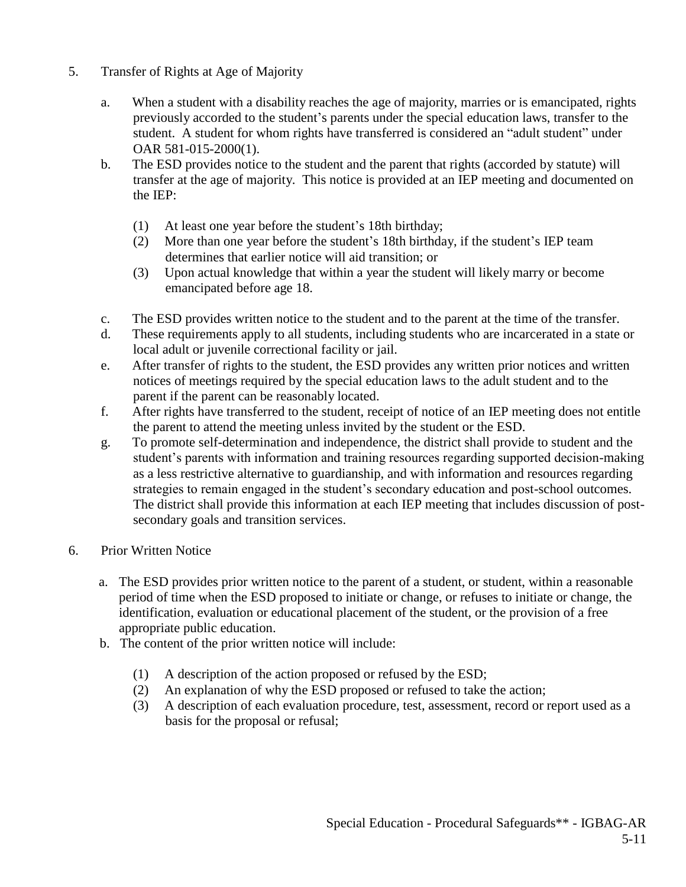5. Transfer of Rights at Age of Majority

   a. When a student with a disability reaches the age of majority, marries or is emancipated, rights previously accorded to the student's parents under the special education laws, transfer to the student. A student for whom rights have transferred is considered an "adult student" under OAR 581-015-2000(1).
   b. The ESD provides notice to the student and the parent that rights (accorded by statute) will transfer at the age of majority. This notice is provided at an IEP meeting and documented on the IEP:

      (1) At least one year before the student's 18th birthday;
      (2) More than one year before the student's 18th birthday, if the student's IEP team determines that earlier notice will aid transition; or
      (3) Upon actual knowledge that within a year the student will likely marry or become emancipated before age 18.

   c. The ESD provides written notice to the student and to the parent at the time of the transfer.
   d. These requirements apply to all students, including students who are incarcerated in a state or local adult or juvenile correctional facility or jail.
   e. After transfer of rights to the student, the ESD provides any written prior notices and written notices of meetings required by the special education laws to the adult student and to the parent if the parent can be reasonably located.
   f. After rights have transferred to the student, receipt of notice of an IEP meeting does not entitle the parent to attend the meeting unless invited by the student or the ESD.
   g. To promote self-determination and independence, the district shall provide to student and the student's parents with information and training resources regarding supported decision-making as a less restrictive alternative to guardianship, and with information and resources regarding strategies to remain engaged in the student's secondary education and post-school outcomes. The district shall provide this information at each IEP meeting that includes discussion of post-secondary goals and transition services.

6. Prior Written Notice

   a. The ESD provides prior written notice to the parent of a student, or student, within a reasonable period of time when the ESD proposed to initiate or change, or refuses to initiate or change, the identification, evaluation or educational placement of the student, or the provision of a free appropriate public education.
   b. The content of the prior written notice will include:

      (1) A description of the action proposed or refused by the ESD;
      (2) An explanation of why the ESD proposed or refused to take the action;
      (3) A description of each evaluation procedure, test, assessment, record or report used as a basis for the proposal or refusal;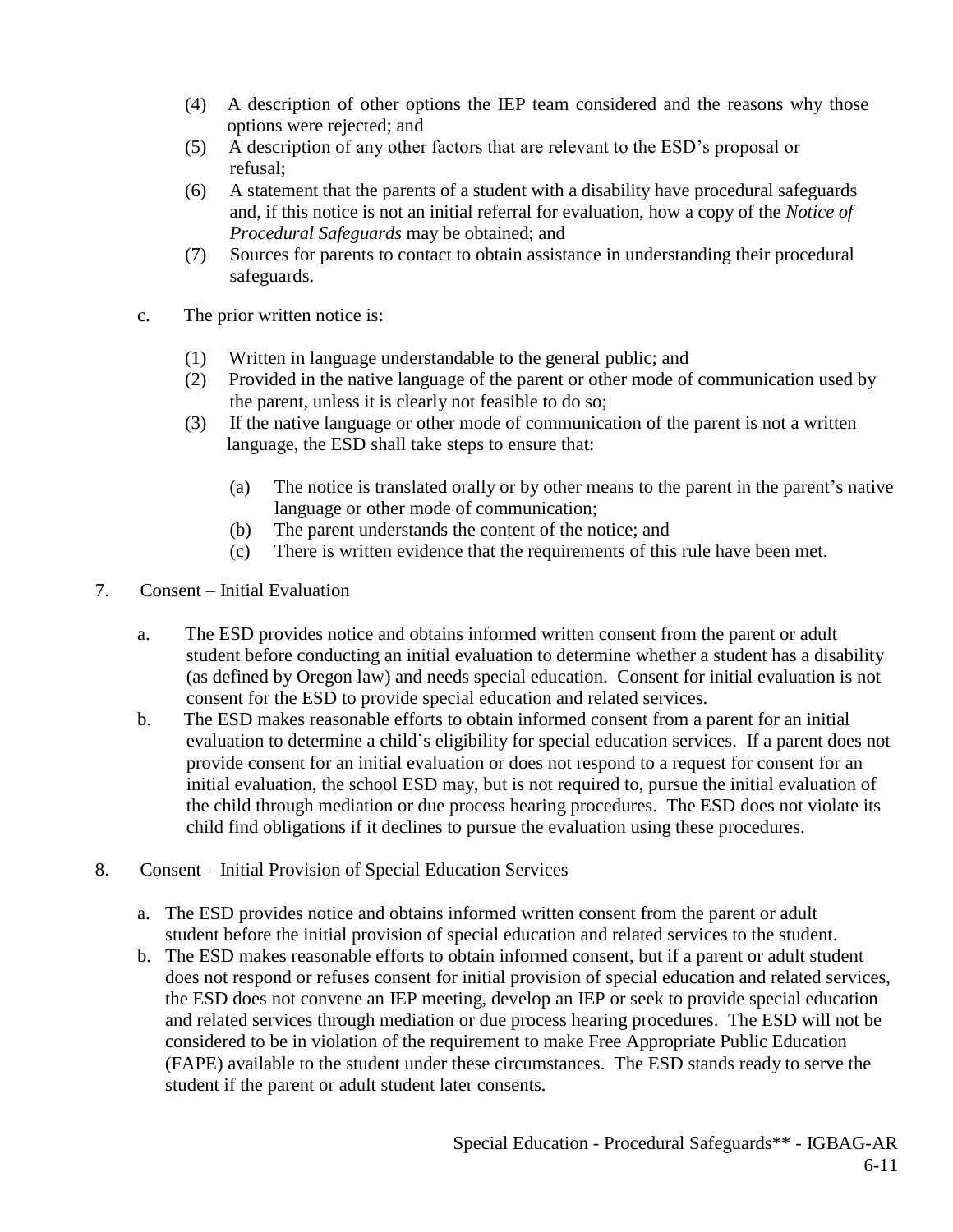(4) A description of other options the IEP team considered and the reasons why those options were rejected; and

(5) A description of any other factors that are relevant to the ESD's proposal or refusal;

(6) A statement that the parents of a student with a disability have procedural safeguards and, if this notice is not an initial referral for evaluation, how a copy of the *Notice of Procedural Safeguards* may be obtained; and

(7) Sources for parents to contact to obtain assistance in understanding their procedural safeguards.

c. The prior written notice is:

(1) Written in language understandable to the general public; and

(2) Provided in the native language of the parent or other mode of communication used by the parent, unless it is clearly not feasible to do so;

(3) If the native language or other mode of communication of the parent is not a written language, the ESD shall take steps to ensure that:

(a) The notice is translated orally or by other means to the parent in the parent's native language or other mode of communication;

(b) The parent understands the content of the notice; and

(c) There is written evidence that the requirements of this rule have been met.

7. Consent – Initial Evaluation

a. The ESD provides notice and obtains informed written consent from the parent or adult student before conducting an initial evaluation to determine whether a student has a disability (as defined by Oregon law) and needs special education. Consent for initial evaluation is not consent for the ESD to provide special education and related services.

b. The ESD makes reasonable efforts to obtain informed consent from a parent for an initial evaluation to determine a child's eligibility for special education services. If a parent does not provide consent for an initial evaluation or does not respond to a request for consent for an initial evaluation, the school ESD may, but is not required to, pursue the initial evaluation of the child through mediation or due process hearing procedures. The ESD does not violate its child find obligations if it declines to pursue the evaluation using these procedures.

8. Consent – Initial Provision of Special Education Services

a. The ESD provides notice and obtains informed written consent from the parent or adult student before the initial provision of special education and related services to the student.

b. The ESD makes reasonable efforts to obtain informed consent, but if a parent or adult student does not respond or refuses consent for initial provision of special education and related services, the ESD does not convene an IEP meeting, develop an IEP or seek to provide special education and related services through mediation or due process hearing procedures. The ESD will not be considered to be in violation of the requirement to make Free Appropriate Public Education (FAPE) available to the student under these circumstances. The ESD stands ready to serve the student if the parent or adult student later consents.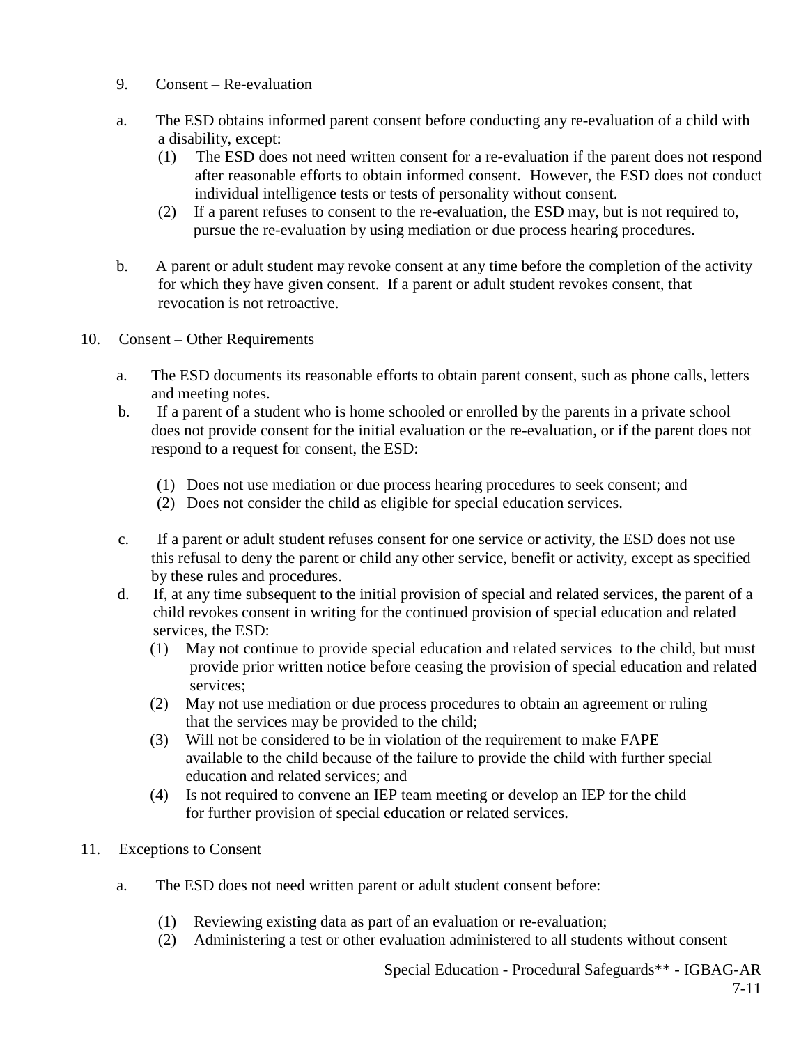9. Consent – Re-evaluation

   a. The ESD obtains informed parent consent before conducting any re-evaluation of a child with a disability, except:
      (1) The ESD does not need written consent for a re-evaluation if the parent does not respond after reasonable efforts to obtain informed consent. However, the ESD does not conduct individual intelligence tests or tests of personality without consent.
      (2) If a parent refuses to consent to the re-evaluation, the ESD may, but is not required to, pursue the re-evaluation by using mediation or due process hearing procedures.

   b. A parent or adult student may revoke consent at any time before the completion of the activity for which they have given consent. If a parent or adult student revokes consent, that revocation is not retroactive.

10. Consent – Other Requirements

   a. The ESD documents its reasonable efforts to obtain parent consent, such as phone calls, letters and meeting notes.
   b. If a parent of a student who is home schooled or enrolled by the parents in a private school does not provide consent for the initial evaluation or the re-evaluation, or if the parent does not respond to a request for consent, the ESD:

      (1) Does not use mediation or due process hearing procedures to seek consent; and
      (2) Does not consider the child as eligible for special education services.

   c. If a parent or adult student refuses consent for one service or activity, the ESD does not use this refusal to deny the parent or child any other service, benefit or activity, except as specified by these rules and procedures.
   d. If, at any time subsequent to the initial provision of special and related services, the parent of a child revokes consent in writing for the continued provision of special education and related services, the ESD:
      (1) May not continue to provide special education and related services to the child, but must provide prior written notice before ceasing the provision of special education and related services;
      (2) May not use mediation or due process procedures to obtain an agreement or ruling that the services may be provided to the child;
      (3) Will not be considered to be in violation of the requirement to make FAPE available to the child because of the failure to provide the child with further special education and related services; and
      (4) Is not required to convene an IEP team meeting or develop an IEP for the child for further provision of special education or related services.

11. Exceptions to Consent

   a. The ESD does not need written parent or adult student consent before:

      (1) Reviewing existing data as part of an evaluation or re-evaluation;
      (2) Administering a test or other evaluation administered to all students without consent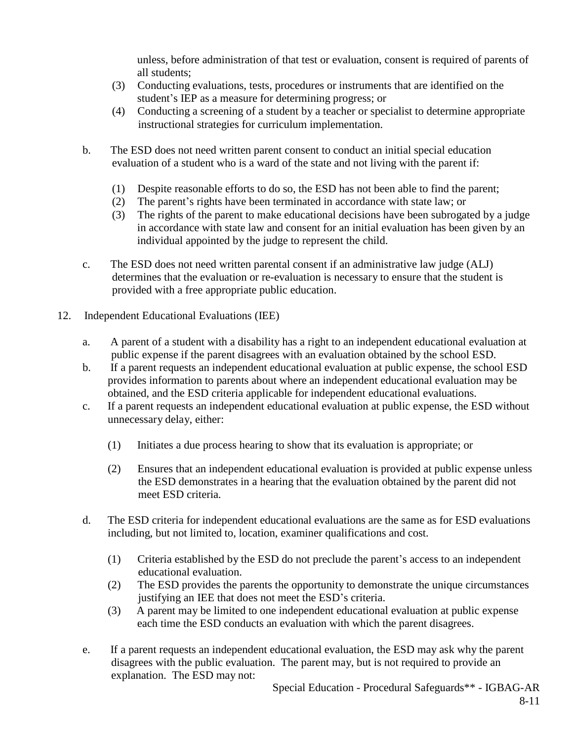unless, before administration of that test or evaluation, consent is required of parents of all students;

(3) Conducting evaluations, tests, procedures or instruments that are identified on the student's IEP as a measure for determining progress; or

(4) Conducting a screening of a student by a teacher or specialist to determine appropriate instructional strategies for curriculum implementation.

b. The ESD does not need written parent consent to conduct an initial special education evaluation of a student who is a ward of the state and not living with the parent if:

   (1) Despite reasonable efforts to do so, the ESD has not been able to find the parent;
   (2) The parent's rights have been terminated in accordance with state law; or
   (3) The rights of the parent to make educational decisions have been subrogated by a judge in accordance with state law and consent for an initial evaluation has been given by an individual appointed by the judge to represent the child.

c. The ESD does not need written parental consent if an administrative law judge (ALJ) determines that the evaluation or re-evaluation is necessary to ensure that the student is provided with a free appropriate public education.

12. Independent Educational Evaluations (IEE)

   a. A parent of a student with a disability has a right to an independent educational evaluation at public expense if the parent disagrees with an evaluation obtained by the school ESD.
   b. If a parent requests an independent educational evaluation at public expense, the school ESD provides information to parents about where an independent educational evaluation may be obtained, and the ESD criteria applicable for independent educational evaluations.
   c. If a parent requests an independent educational evaluation at public expense, the ESD without unnecessary delay, either:

      (1) Initiates a due process hearing to show that its evaluation is appropriate; or

      (2) Ensures that an independent educational evaluation is provided at public expense unless the ESD demonstrates in a hearing that the evaluation obtained by the parent did not meet ESD criteria.

   d. The ESD criteria for independent educational evaluations are the same as for ESD evaluations including, but not limited to, location, examiner qualifications and cost.

      (1) Criteria established by the ESD do not preclude the parent's access to an independent educational evaluation.
      (2) The ESD provides the parents the opportunity to demonstrate the unique circumstances justifying an IEE that does not meet the ESD's criteria.
      (3) A parent may be limited to one independent educational evaluation at public expense each time the ESD conducts an evaluation with which the parent disagrees.

   e. If a parent requests an independent educational evaluation, the ESD may ask why the parent disagrees with the public evaluation. The parent may, but is not required to provide an explanation. The ESD may not: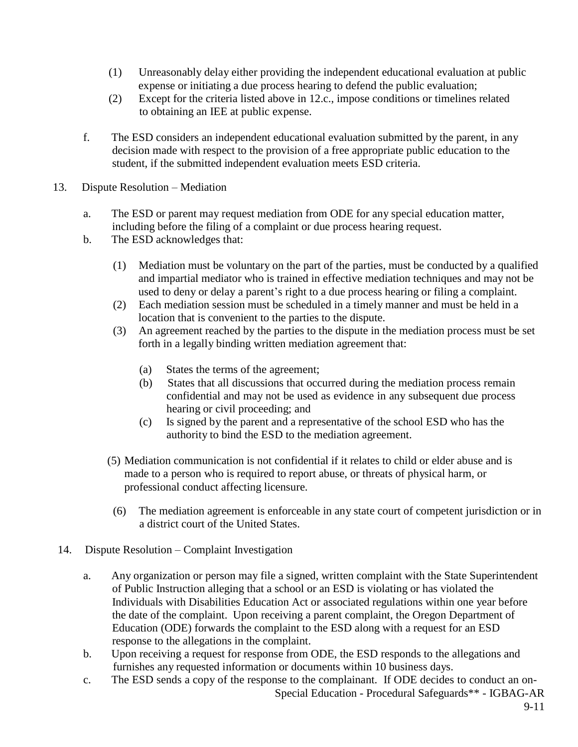(1) Unreasonably delay either providing the independent educational evaluation at public expense or initiating a due process hearing to defend the public evaluation;

(2) Except for the criteria listed above in 12.c., impose conditions or timelines related to obtaining an IEE at public expense.

f. The ESD considers an independent educational evaluation submitted by the parent, in any decision made with respect to the provision of a free appropriate public education to the student, if the submitted independent evaluation meets ESD criteria.

13. Dispute Resolution – Mediation

a. The ESD or parent may request mediation from ODE for any special education matter, including before the filing of a complaint or due process hearing request.

b. The ESD acknowledges that:

(1) Mediation must be voluntary on the part of the parties, must be conducted by a qualified and impartial mediator who is trained in effective mediation techniques and may not be used to deny or delay a parent's right to a due process hearing or filing a complaint.

(2) Each mediation session must be scheduled in a timely manner and must be held in a location that is convenient to the parties to the dispute.

(3) An agreement reached by the parties to the dispute in the mediation process must be set forth in a legally binding written mediation agreement that:

(a) States the terms of the agreement;

(b) States that all discussions that occurred during the mediation process remain confidential and may not be used as evidence in any subsequent due process hearing or civil proceeding; and

(c) Is signed by the parent and a representative of the school ESD who has the authority to bind the ESD to the mediation agreement.

(5) Mediation communication is not confidential if it relates to child or elder abuse and is made to a person who is required to report abuse, or threats of physical harm, or professional conduct affecting licensure.

(6) The mediation agreement is enforceable in any state court of competent jurisdiction or in a district court of the United States.

14. Dispute Resolution – Complaint Investigation

a. Any organization or person may file a signed, written complaint with the State Superintendent of Public Instruction alleging that a school or an ESD is violating or has violated the Individuals with Disabilities Education Act or associated regulations within one year before the date of the complaint. Upon receiving a parent complaint, the Oregon Department of Education (ODE) forwards the complaint to the ESD along with a request for an ESD response to the allegations in the complaint.

b. Upon receiving a request for response from ODE, the ESD responds to the allegations and furnishes any requested information or documents within 10 business days.

c. The ESD sends a copy of the response to the complainant. If ODE decides to conduct an on-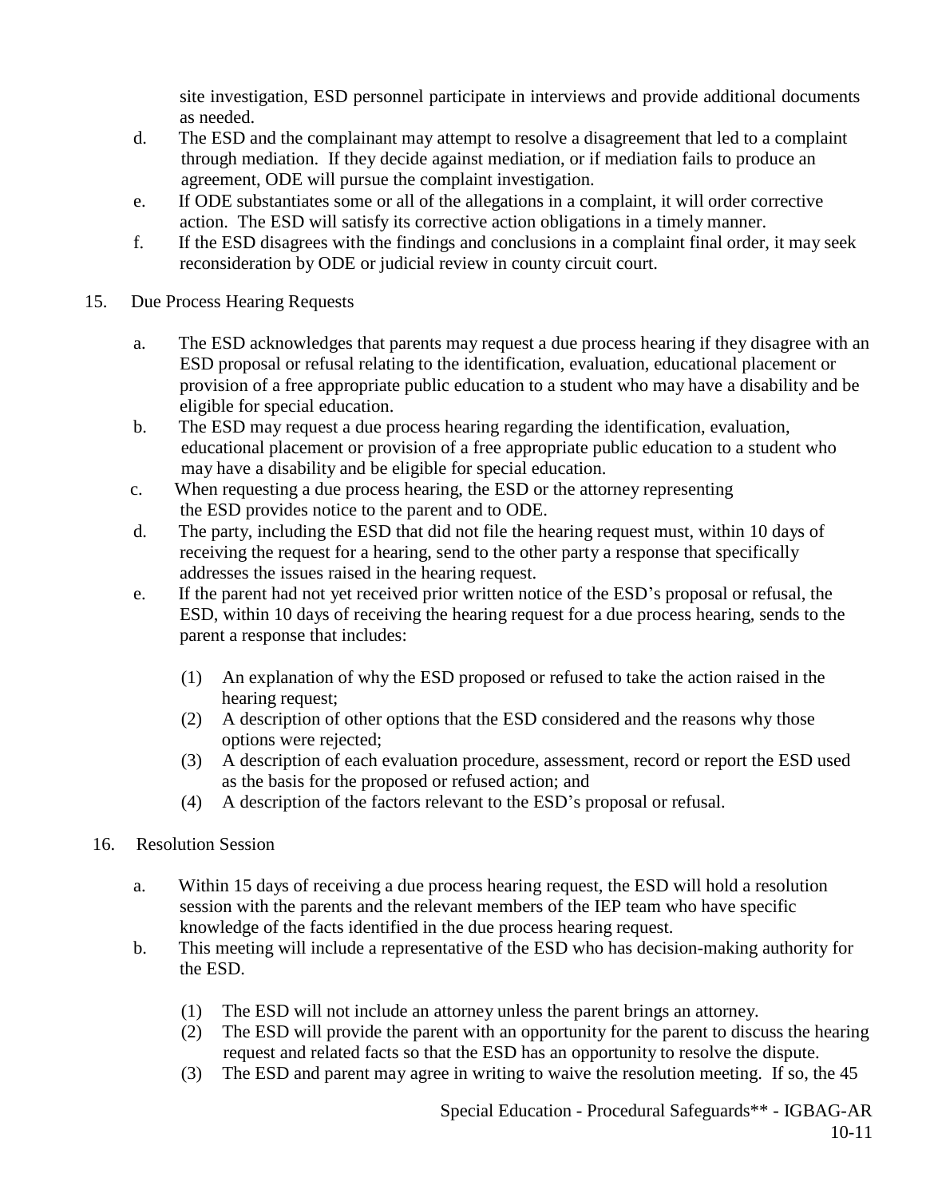site investigation, ESD personnel participate in interviews and provide additional documents as needed.

d. The ESD and the complainant may attempt to resolve a disagreement that led to a complaint through mediation. If they decide against mediation, or if mediation fails to produce an agreement, ODE will pursue the complaint investigation.

e. If ODE substantiates some or all of the allegations in a complaint, it will order corrective action. The ESD will satisfy its corrective action obligations in a timely manner.

f. If the ESD disagrees with the findings and conclusions in a complaint final order, it may seek reconsideration by ODE or judicial review in county circuit court.

15. Due Process Hearing Requests

a. The ESD acknowledges that parents may request a due process hearing if they disagree with an ESD proposal or refusal relating to the identification, evaluation, educational placement or provision of a free appropriate public education to a student who may have a disability and be eligible for special education.

b. The ESD may request a due process hearing regarding the identification, evaluation, educational placement or provision of a free appropriate public education to a student who may have a disability and be eligible for special education.

c. When requesting a due process hearing, the ESD or the attorney representing the ESD provides notice to the parent and to ODE.

d. The party, including the ESD that did not file the hearing request must, within 10 days of receiving the request for a hearing, send to the other party a response that specifically addresses the issues raised in the hearing request.

e. If the parent had not yet received prior written notice of the ESD's proposal or refusal, the ESD, within 10 days of receiving the hearing request for a due process hearing, sends to the parent a response that includes:

(1) An explanation of why the ESD proposed or refused to take the action raised in the hearing request;

(2) A description of other options that the ESD considered and the reasons why those options were rejected;

(3) A description of each evaluation procedure, assessment, record or report the ESD used as the basis for the proposed or refused action; and

(4) A description of the factors relevant to the ESD's proposal or refusal.

16. Resolution Session

a. Within 15 days of receiving a due process hearing request, the ESD will hold a resolution session with the parents and the relevant members of the IEP team who have specific knowledge of the facts identified in the due process hearing request.

b. This meeting will include a representative of the ESD who has decision-making authority for the ESD.

(1) The ESD will not include an attorney unless the parent brings an attorney.

(2) The ESD will provide the parent with an opportunity for the parent to discuss the hearing request and related facts so that the ESD has an opportunity to resolve the dispute.

(3) The ESD and parent may agree in writing to waive the resolution meeting. If so, the 45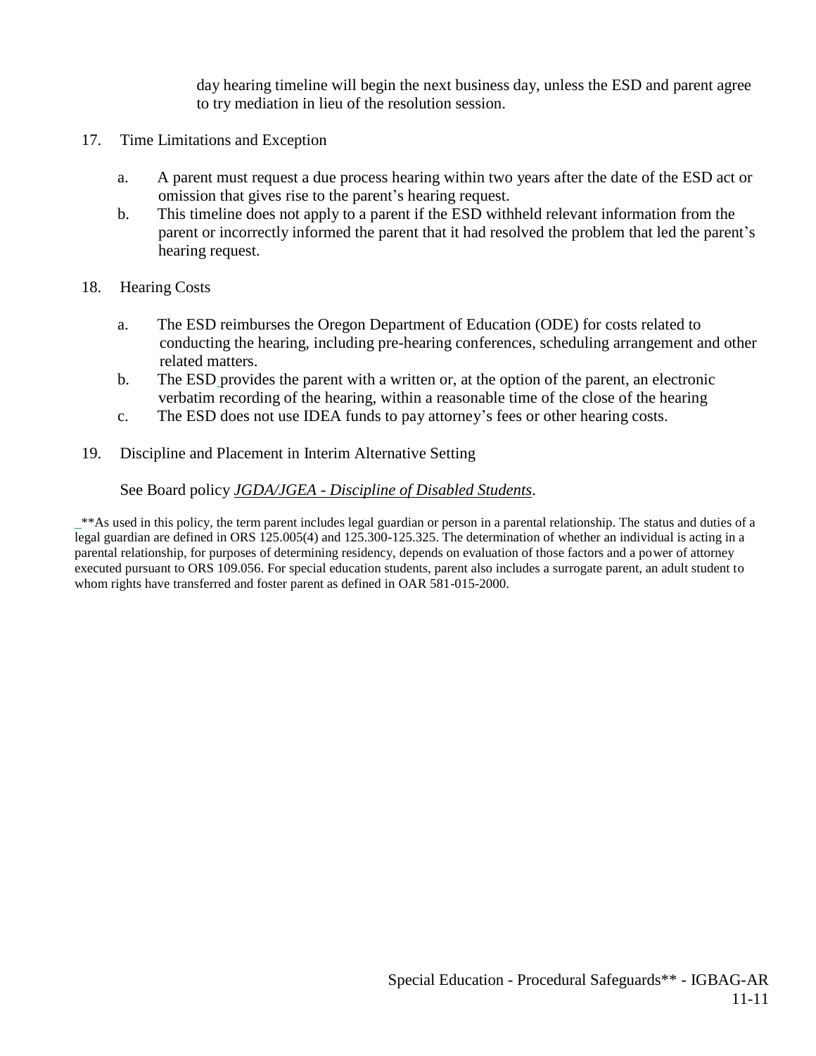day hearing timeline will begin the next business day, unless the ESD and parent agree to try mediation in lieu of the resolution session.

17. Time Limitations and Exception

    a. A parent must request a due process hearing within two years after the date of the ESD act or omission that gives rise to the parent's hearing request.
    b. This timeline does not apply to a parent if the ESD withheld relevant information from the parent or incorrectly informed the parent that it had resolved the problem that led the parent's hearing request.

18. Hearing Costs

    a. The ESD reimburses the Oregon Department of Education (ODE) for costs related to conducting the hearing, including pre-hearing conferences, scheduling arrangement and other related matters.
    b. The ESD provides the parent with a written or, at the option of the parent, an electronic verbatim recording of the hearing, within a reasonable time of the close of the hearing
    c. The ESD does not use IDEA funds to pay attorney's fees or other hearing costs.

19. Discipline and Placement in Interim Alternative Setting

    See Board policy *JGDA/JGEA - Discipline of Disabled Students*.

**As used in this policy, the term parent includes legal guardian or person in a parental relationship. The status and duties of a legal guardian are defined in ORS 125.005(4) and 125.300-125.325. The determination of whether an individual is acting in a parental relationship, for purposes of determining residency, depends on evaluation of those factors and a power of attorney executed pursuant to ORS 109.056. For special education students, parent also includes a surrogate parent, an adult student to whom rights have transferred and foster parent as defined in OAR 581-015-2000.